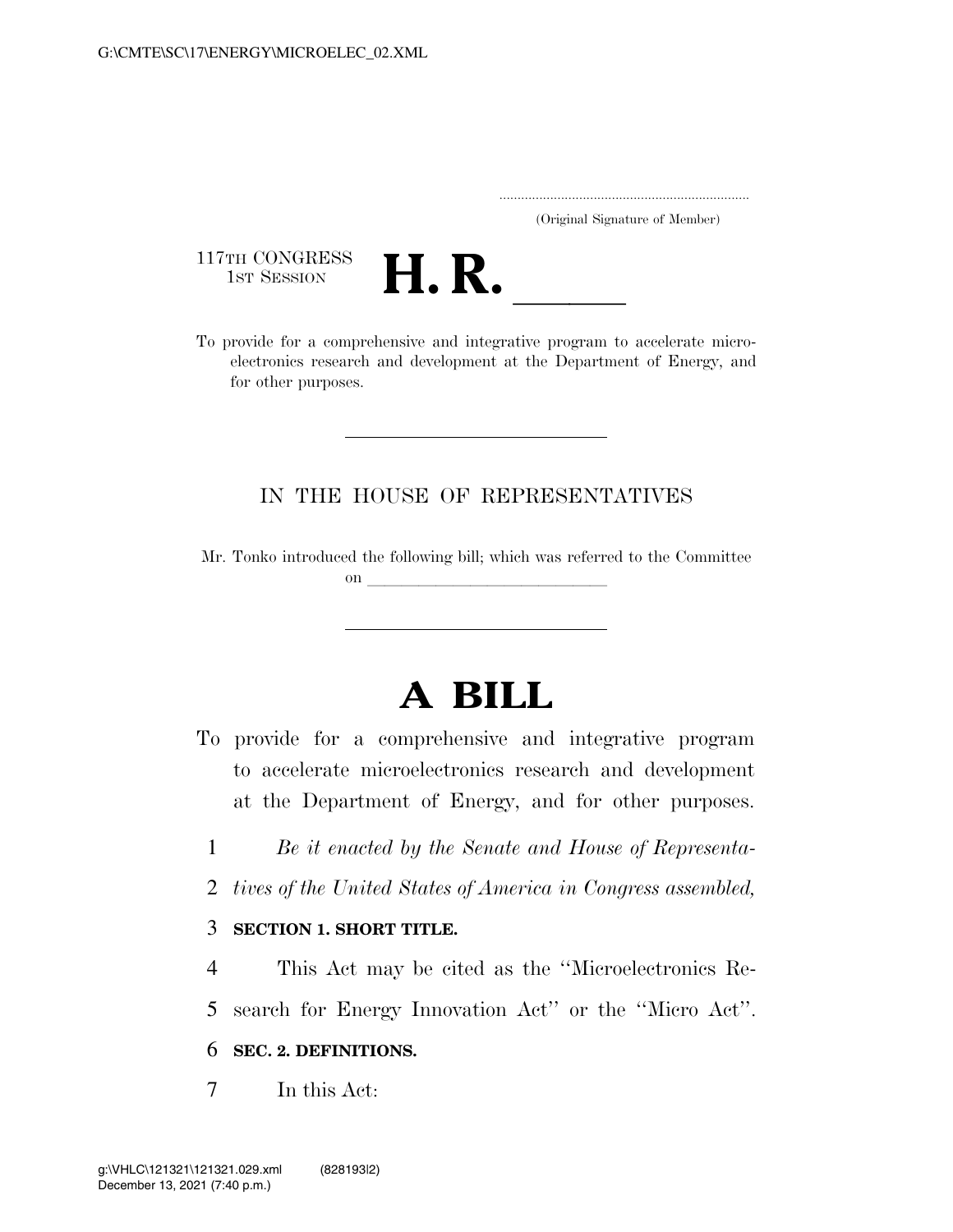..................................................................
(Original Signature of Member)

117TH CONGRESS
1ST SESSION

# H. R. ______

To provide for a comprehensive and integrative program to accelerate microelectronics research and development at the Department of Energy, and for other purposes.

---

## IN THE HOUSE OF REPRESENTATIVES

Mr. Tonko introduced the following bill; which was referred to the Committee on ______________________________

---

# A BILL

To provide for a comprehensive and integrative program to accelerate microelectronics research and development at the Department of Energy, and for other purposes.

1 *Be it enacted by the Senate and House of Representa-*
2 *tives of the United States of America in Congress assembled,*

3 **SECTION 1. SHORT TITLE.**

4 This Act may be cited as the ''Microelectronics Re-
5 search for Energy Innovation Act'' or the ''Micro Act''.

6 **SEC. 2. DEFINITIONS.**

7 In this Act: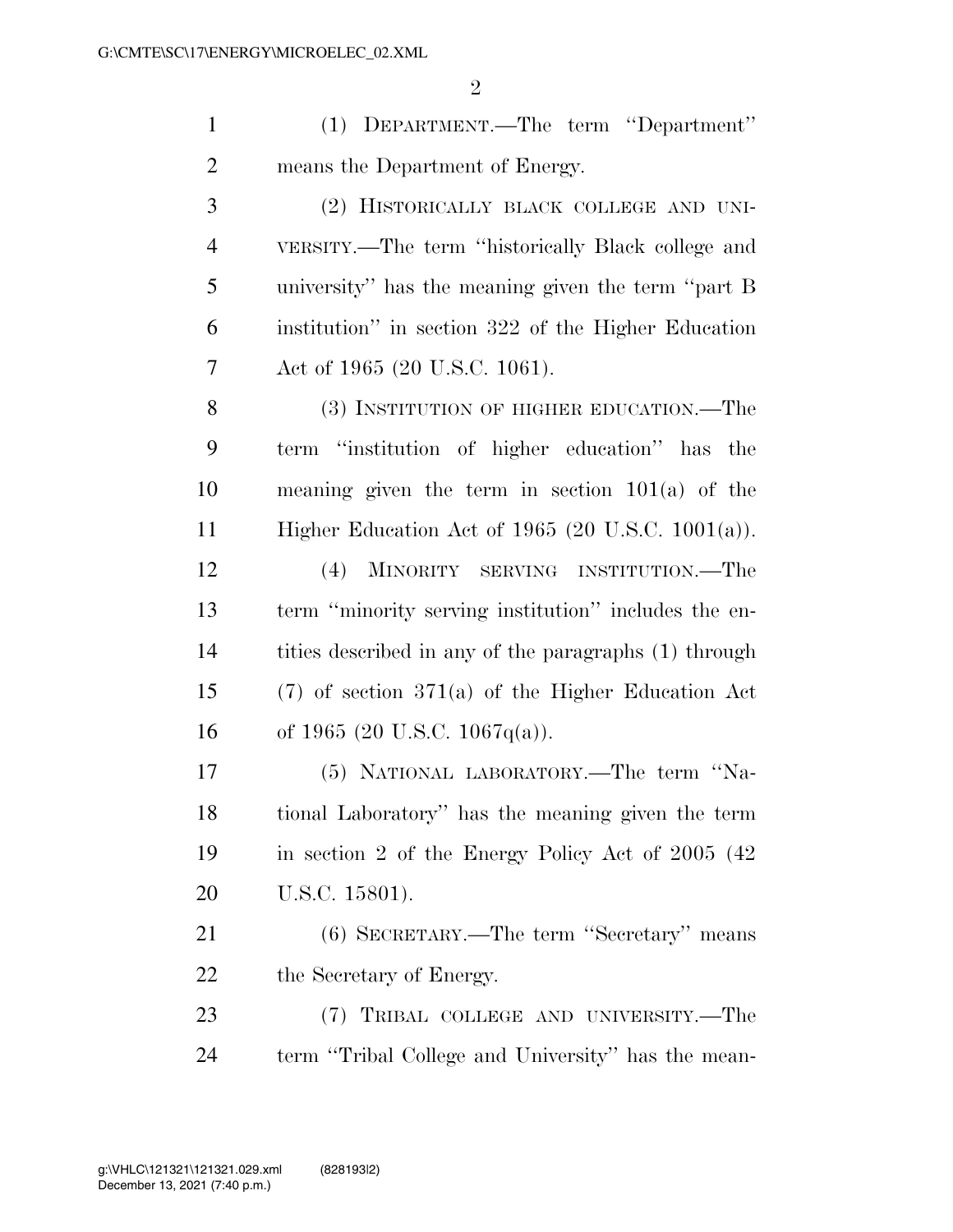(1) DEPARTMENT.—The term ''Department'' means the Department of Energy.

(2) HISTORICALLY BLACK COLLEGE AND UNIVERSITY.—The term ''historically Black college and university'' has the meaning given the term ''part B institution'' in section 322 of the Higher Education Act of 1965 (20 U.S.C. 1061).

(3) INSTITUTION OF HIGHER EDUCATION.—The term ''institution of higher education'' has the meaning given the term in section 101(a) of the Higher Education Act of 1965 (20 U.S.C. 1001(a)).

(4) MINORITY SERVING INSTITUTION.—The term ''minority serving institution'' includes the entities described in any of the paragraphs (1) through (7) of section 371(a) of the Higher Education Act of 1965 (20 U.S.C. 1067q(a)).

(5) NATIONAL LABORATORY.—The term ''National Laboratory'' has the meaning given the term in section 2 of the Energy Policy Act of 2005 (42 U.S.C. 15801).

(6) SECRETARY.—The term ''Secretary'' means the Secretary of Energy.

(7) TRIBAL COLLEGE AND UNIVERSITY.—The term ''Tribal College and University'' has the mean-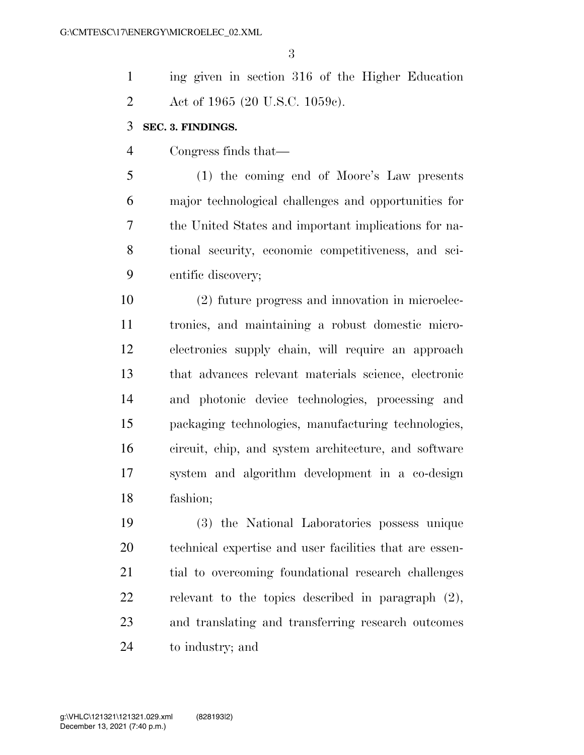ing given in section 316 of the Higher Education Act of 1965 (20 U.S.C. 1059c).

**SEC. 3. FINDINGS.**

Congress finds that—

(1) the coming end of Moore's Law presents major technological challenges and opportunities for the United States and important implications for national security, economic competitiveness, and scientific discovery;

(2) future progress and innovation in microelectronics, and maintaining a robust domestic microelectronics supply chain, will require an approach that advances relevant materials science, electronic and photonic device technologies, processing and packaging technologies, manufacturing technologies, circuit, chip, and system architecture, and software system and algorithm development in a co-design fashion;

(3) the National Laboratories possess unique technical expertise and user facilities that are essential to overcoming foundational research challenges relevant to the topics described in paragraph (2), and translating and transferring research outcomes to industry; and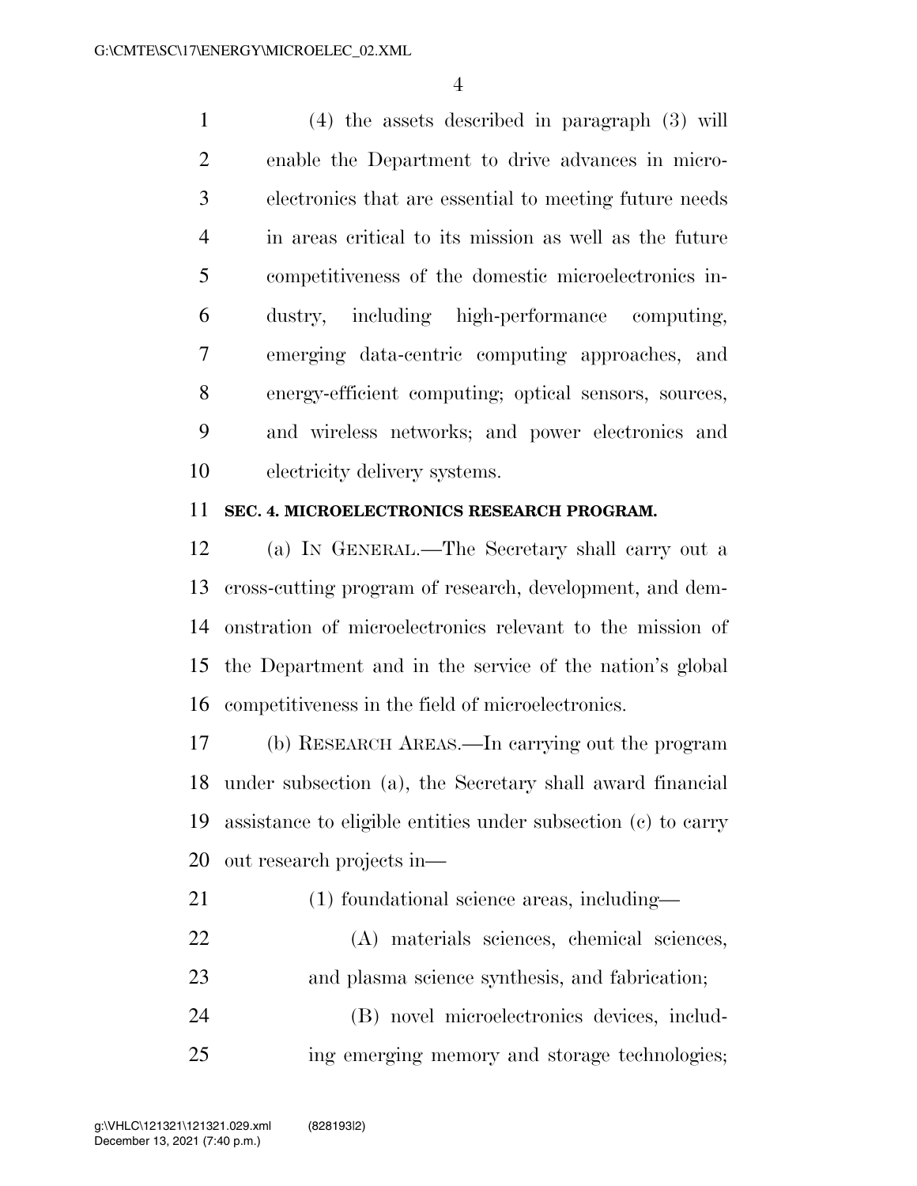(4) the assets described in paragraph (3) will enable the Department to drive advances in microelectronics that are essential to meeting future needs in areas critical to its mission as well as the future competitiveness of the domestic microelectronics industry, including high-performance computing, emerging data-centric computing approaches, and energy-efficient computing; optical sensors, sources, and wireless networks; and power electronics and electricity delivery systems.

**SEC. 4. MICROELECTRONICS RESEARCH PROGRAM.**

(a) IN GENERAL.—The Secretary shall carry out a cross-cutting program of research, development, and demonstration of microelectronics relevant to the mission of the Department and in the service of the nation's global competitiveness in the field of microelectronics.

(b) RESEARCH AREAS.—In carrying out the program under subsection (a), the Secretary shall award financial assistance to eligible entities under subsection (c) to carry out research projects in—

(1) foundational science areas, including—

(A) materials sciences, chemical sciences, and plasma science synthesis, and fabrication;

(B) novel microelectronics devices, including emerging memory and storage technologies;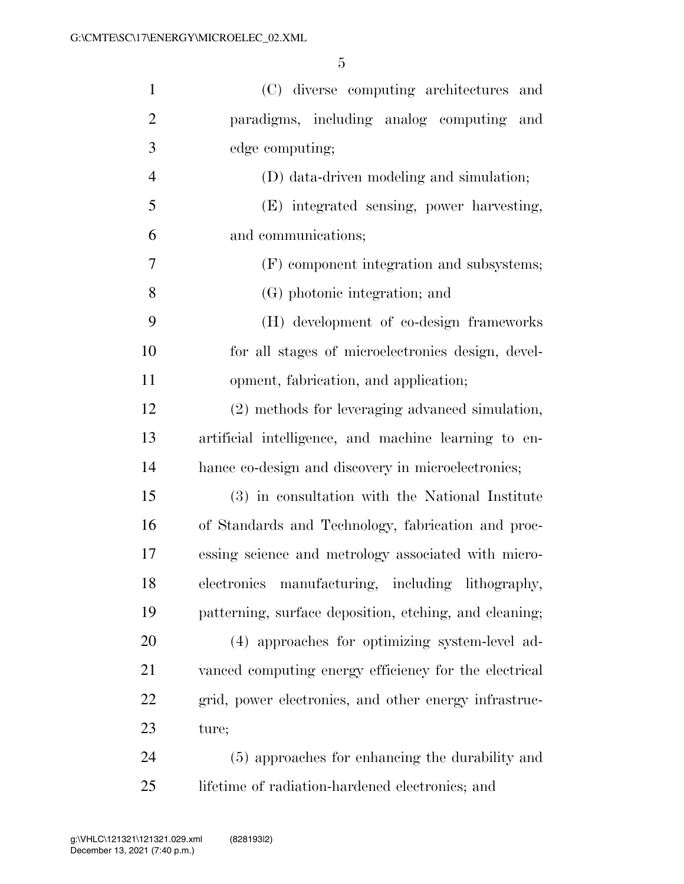(C) diverse computing architectures and paradigms, including analog computing and edge computing;

(D) data-driven modeling and simulation;

(E) integrated sensing, power harvesting, and communications;

(F) component integration and subsystems;

(G) photonic integration; and

(H) development of co-design frameworks for all stages of microelectronics design, development, fabrication, and application;

(2) methods for leveraging advanced simulation, artificial intelligence, and machine learning to enhance co-design and discovery in microelectronics;

(3) in consultation with the National Institute of Standards and Technology, fabrication and processing science and metrology associated with microelectronics manufacturing, including lithography, patterning, surface deposition, etching, and cleaning;

(4) approaches for optimizing system-level advanced computing energy efficiency for the electrical grid, power electronics, and other energy infrastructure;

(5) approaches for enhancing the durability and lifetime of radiation-hardened electronics; and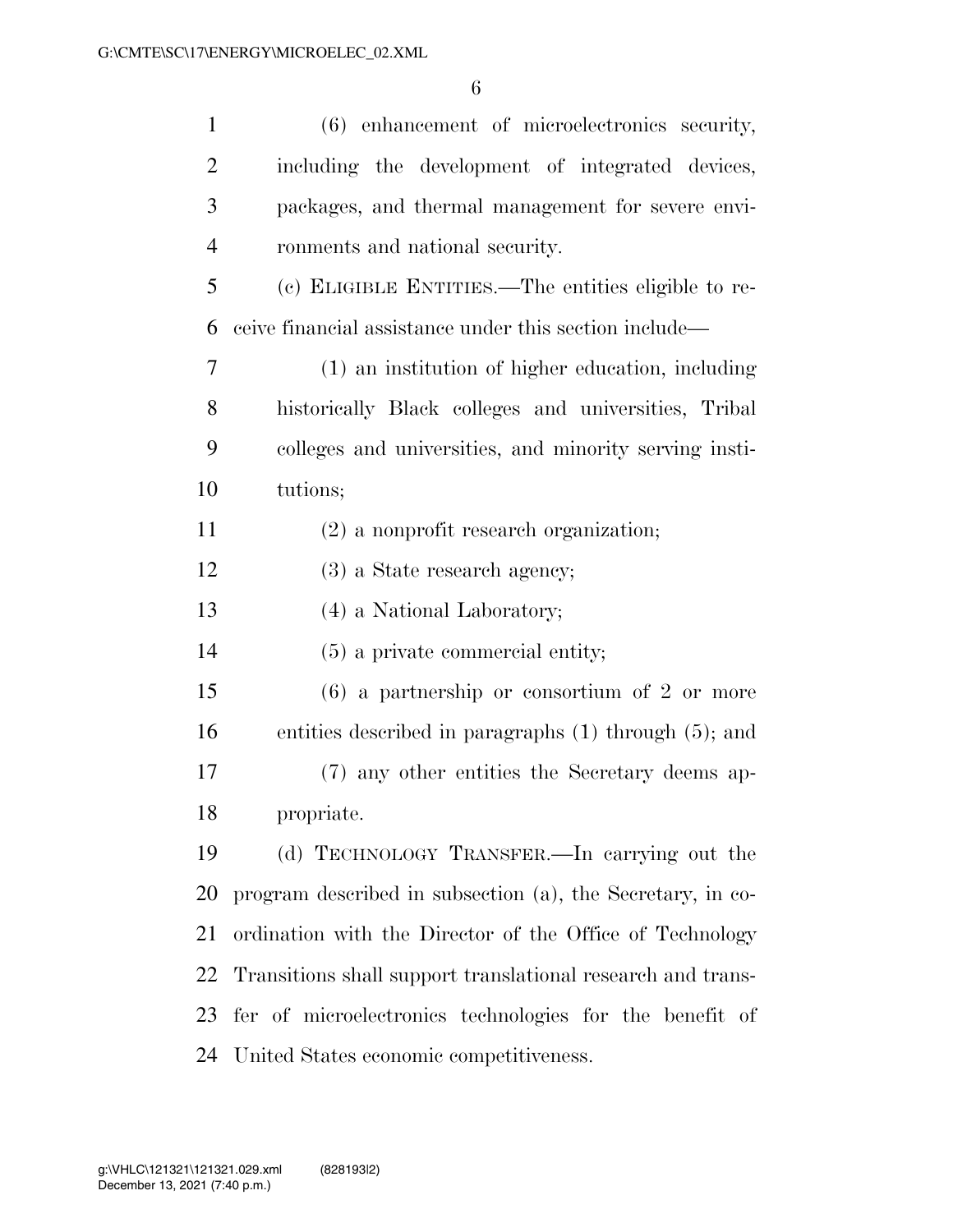(6) enhancement of microelectronics security, including the development of integrated devices, packages, and thermal management for severe environments and national security.

(c) ELIGIBLE ENTITIES.—The entities eligible to receive financial assistance under this section include—

(1) an institution of higher education, including historically Black colleges and universities, Tribal colleges and universities, and minority serving institutions;

(2) a nonprofit research organization;

(3) a State research agency;

(4) a National Laboratory;

(5) a private commercial entity;

(6) a partnership or consortium of 2 or more entities described in paragraphs (1) through (5); and

(7) any other entities the Secretary deems appropriate.

(d) TECHNOLOGY TRANSFER.—In carrying out the program described in subsection (a), the Secretary, in coordination with the Director of the Office of Technology Transitions shall support translational research and transfer of microelectronics technologies for the benefit of United States economic competitiveness.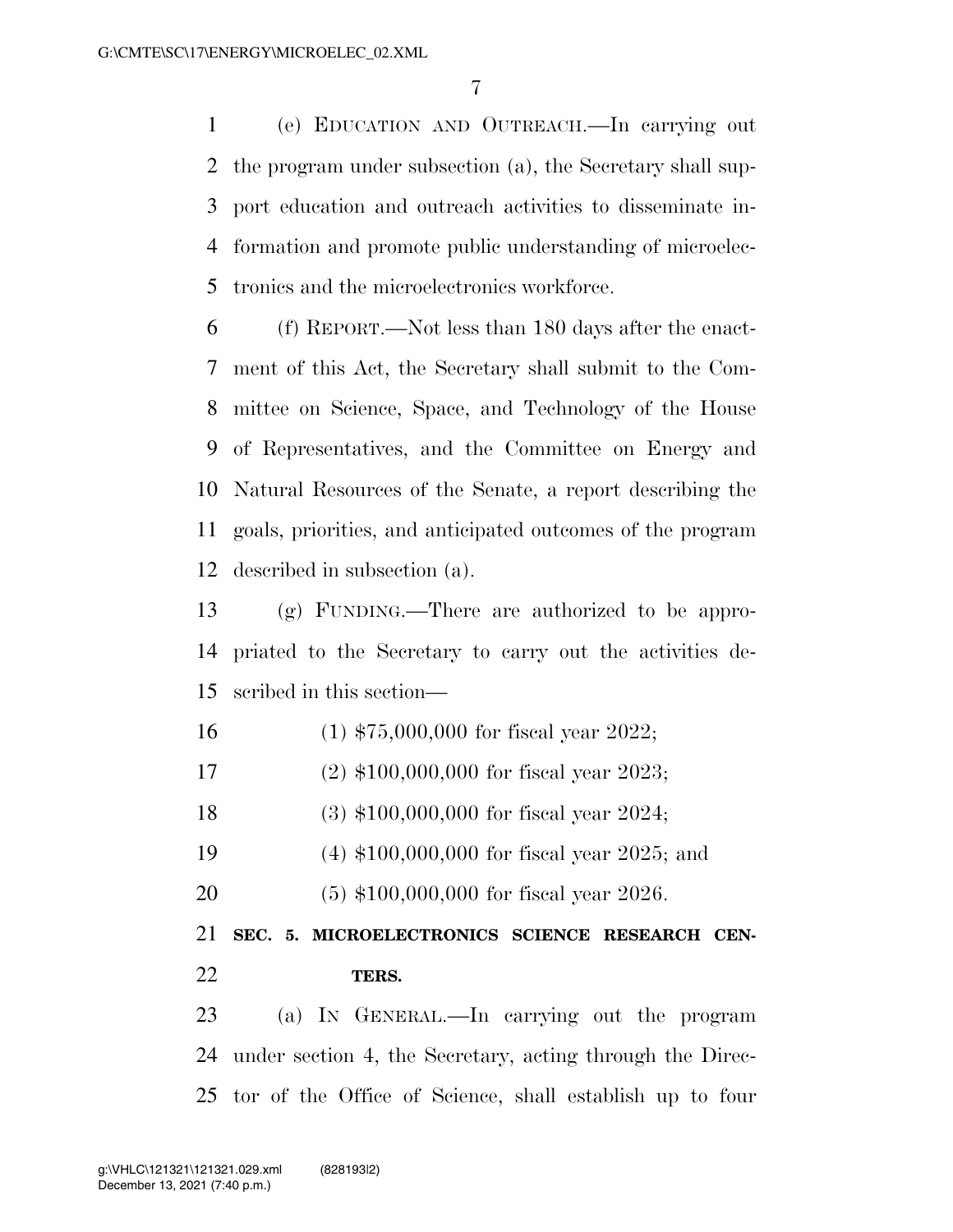(e) EDUCATION AND OUTREACH.—In carrying out the program under subsection (a), the Secretary shall support education and outreach activities to disseminate information and promote public understanding of microelectronics and the microelectronics workforce.

(f) REPORT.—Not less than 180 days after the enactment of this Act, the Secretary shall submit to the Committee on Science, Space, and Technology of the House of Representatives, and the Committee on Energy and Natural Resources of the Senate, a report describing the goals, priorities, and anticipated outcomes of the program described in subsection (a).

(g) FUNDING.—There are authorized to be appropriated to the Secretary to carry out the activities described in this section—

(1) $75,000,000 for fiscal year 2022;

(2) $100,000,000 for fiscal year 2023;

(3) $100,000,000 for fiscal year 2024;

(4) $100,000,000 for fiscal year 2025; and

(5) $100,000,000 for fiscal year 2026.

**SEC. 5. MICROELECTRONICS SCIENCE RESEARCH CENTERS.**

(a) IN GENERAL.—In carrying out the program under section 4, the Secretary, acting through the Director of the Office of Science, shall establish up to four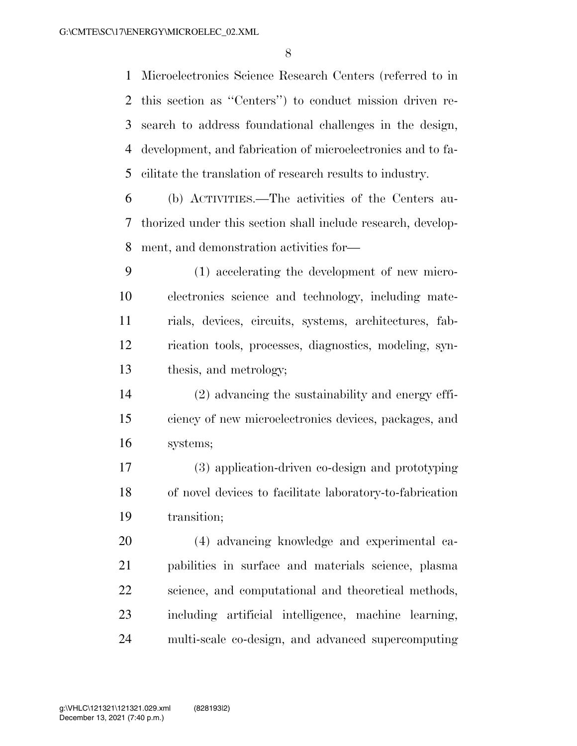Microelectronics Science Research Centers (referred to in this section as ''Centers'') to conduct mission driven research to address foundational challenges in the design, development, and fabrication of microelectronics and to facilitate the translation of research results to industry.

(b) ACTIVITIES.—The activities of the Centers authorized under this section shall include research, development, and demonstration activities for—

(1) accelerating the development of new microelectronics science and technology, including materials, devices, circuits, systems, architectures, fabrication tools, processes, diagnostics, modeling, synthesis, and metrology;

(2) advancing the sustainability and energy efficiency of new microelectronics devices, packages, and systems;

(3) application-driven co-design and prototyping of novel devices to facilitate laboratory-to-fabrication transition;

(4) advancing knowledge and experimental capabilities in surface and materials science, plasma science, and computational and theoretical methods, including artificial intelligence, machine learning, multi-scale co-design, and advanced supercomputing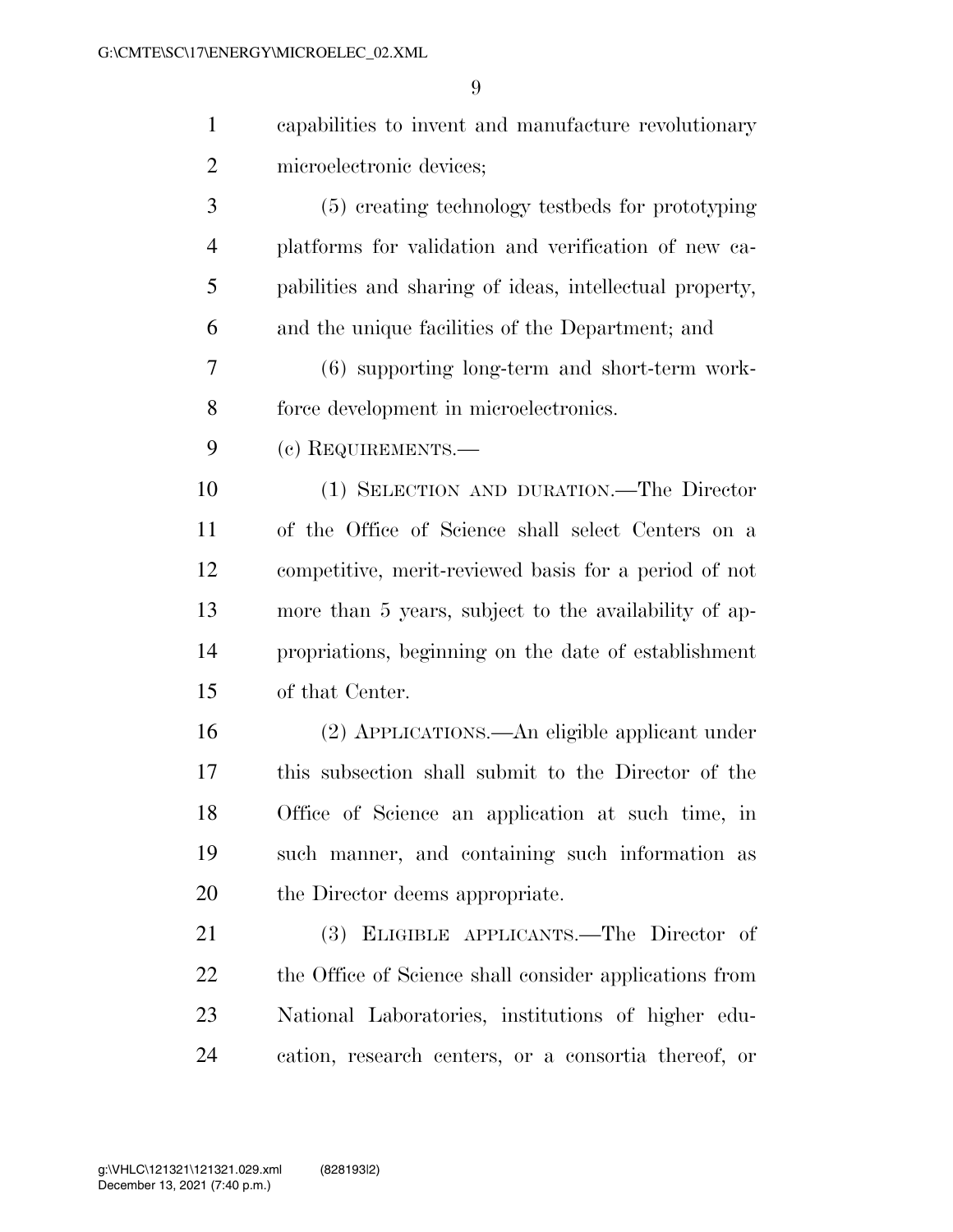capabilities to invent and manufacture revolutionary microelectronic devices;

(5) creating technology testbeds for prototyping platforms for validation and verification of new capabilities and sharing of ideas, intellectual property, and the unique facilities of the Department; and

(6) supporting long-term and short-term workforce development in microelectronics.

(c) REQUIREMENTS.—

(1) SELECTION AND DURATION.—The Director of the Office of Science shall select Centers on a competitive, merit-reviewed basis for a period of not more than 5 years, subject to the availability of appropriations, beginning on the date of establishment of that Center.

(2) APPLICATIONS.—An eligible applicant under this subsection shall submit to the Director of the Office of Science an application at such time, in such manner, and containing such information as the Director deems appropriate.

(3) ELIGIBLE APPLICANTS.—The Director of the Office of Science shall consider applications from National Laboratories, institutions of higher education, research centers, or a consortia thereof, or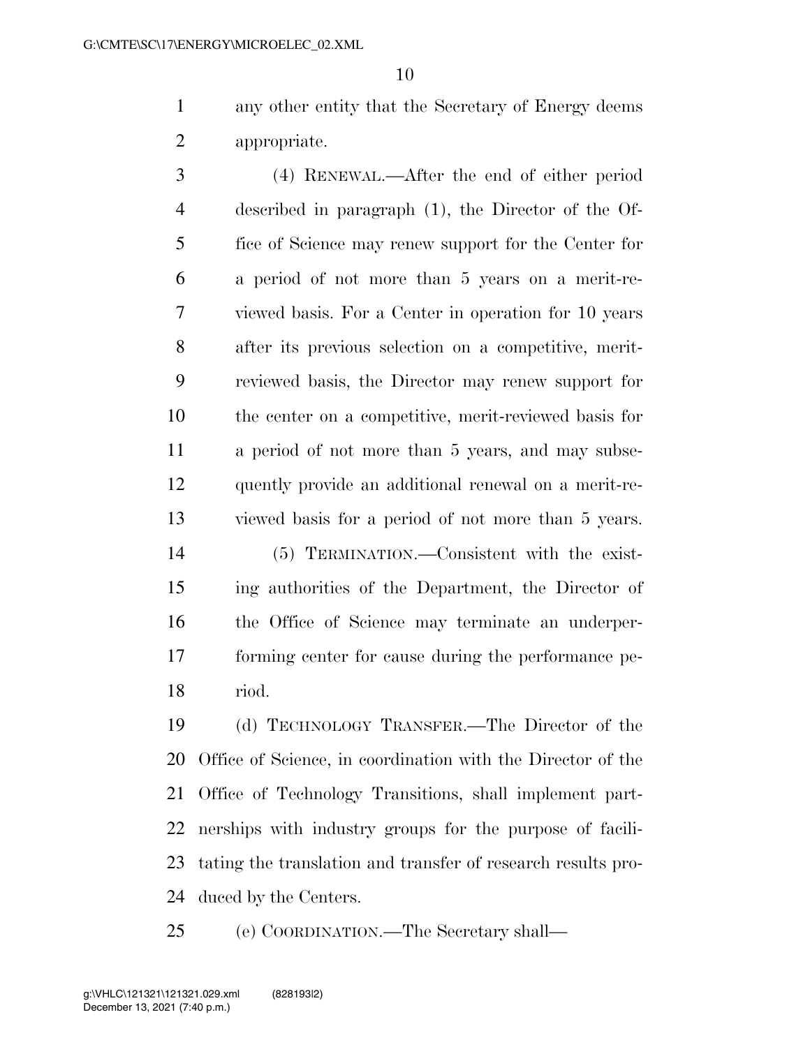any other entity that the Secretary of Energy deems appropriate.

(4) RENEWAL.—After the end of either period described in paragraph (1), the Director of the Office of Science may renew support for the Center for a period of not more than 5 years on a merit-reviewed basis. For a Center in operation for 10 years after its previous selection on a competitive, merit-reviewed basis, the Director may renew support for the center on a competitive, merit-reviewed basis for a period of not more than 5 years, and may subsequently provide an additional renewal on a merit-reviewed basis for a period of not more than 5 years.

(5) TERMINATION.—Consistent with the existing authorities of the Department, the Director of the Office of Science may terminate an underperforming center for cause during the performance period.

(d) TECHNOLOGY TRANSFER.—The Director of the Office of Science, in coordination with the Director of the Office of Technology Transitions, shall implement partnerships with industry groups for the purpose of facilitating the translation and transfer of research results produced by the Centers.

(e) COORDINATION.—The Secretary shall—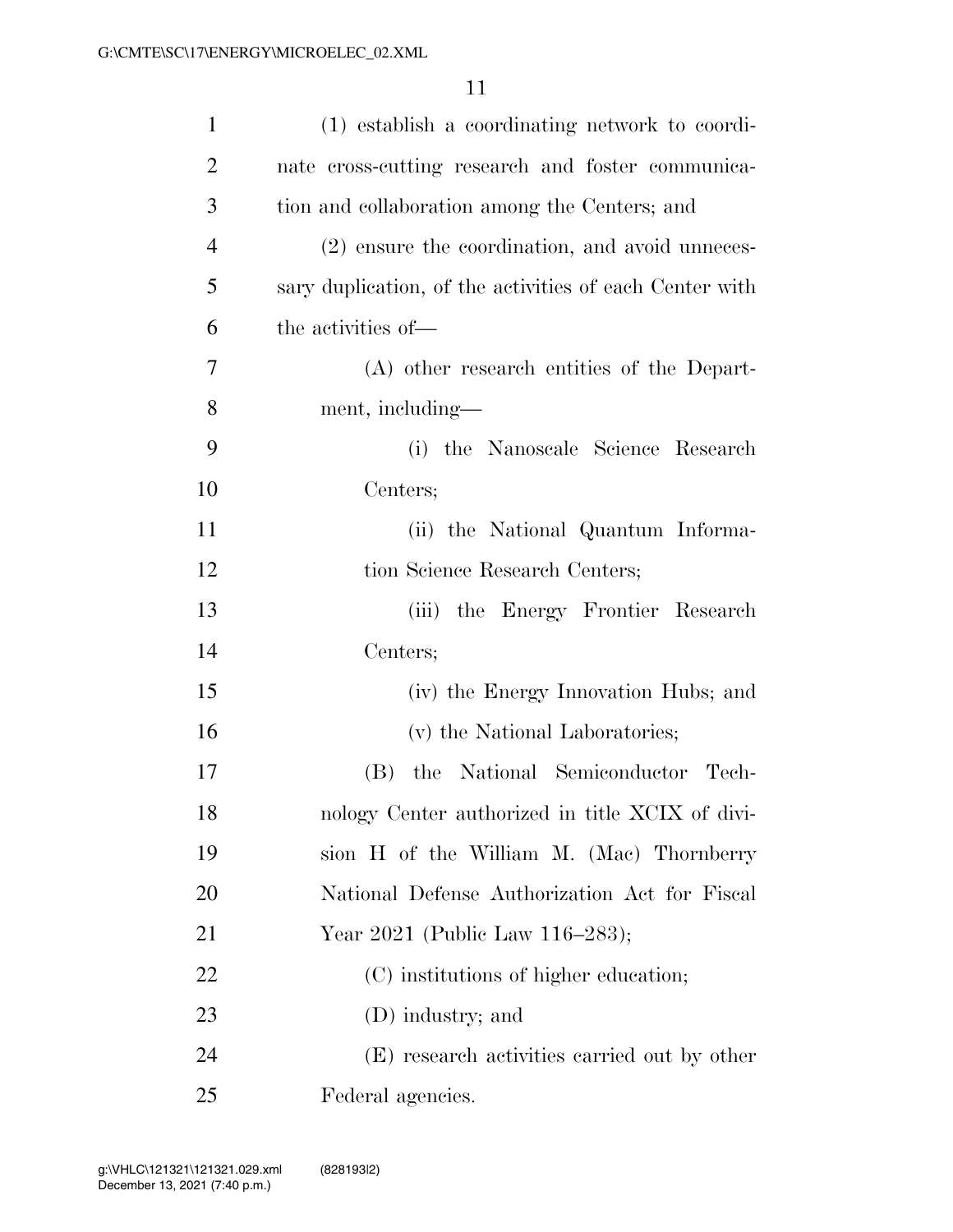(1) establish a coordinating network to coordinate cross-cutting research and foster communication and collaboration among the Centers; and

(2) ensure the coordination, and avoid unnecessary duplication, of the activities of each Center with the activities of—

(A) other research entities of the Department, including—

(i) the Nanoscale Science Research Centers;

(ii) the National Quantum Information Science Research Centers;

(iii) the Energy Frontier Research Centers;

(iv) the Energy Innovation Hubs; and

(v) the National Laboratories;

(B) the National Semiconductor Technology Center authorized in title XCIX of division H of the William M. (Mac) Thornberry National Defense Authorization Act for Fiscal Year 2021 (Public Law 116–283);

(C) institutions of higher education;

(D) industry; and

(E) research activities carried out by other Federal agencies.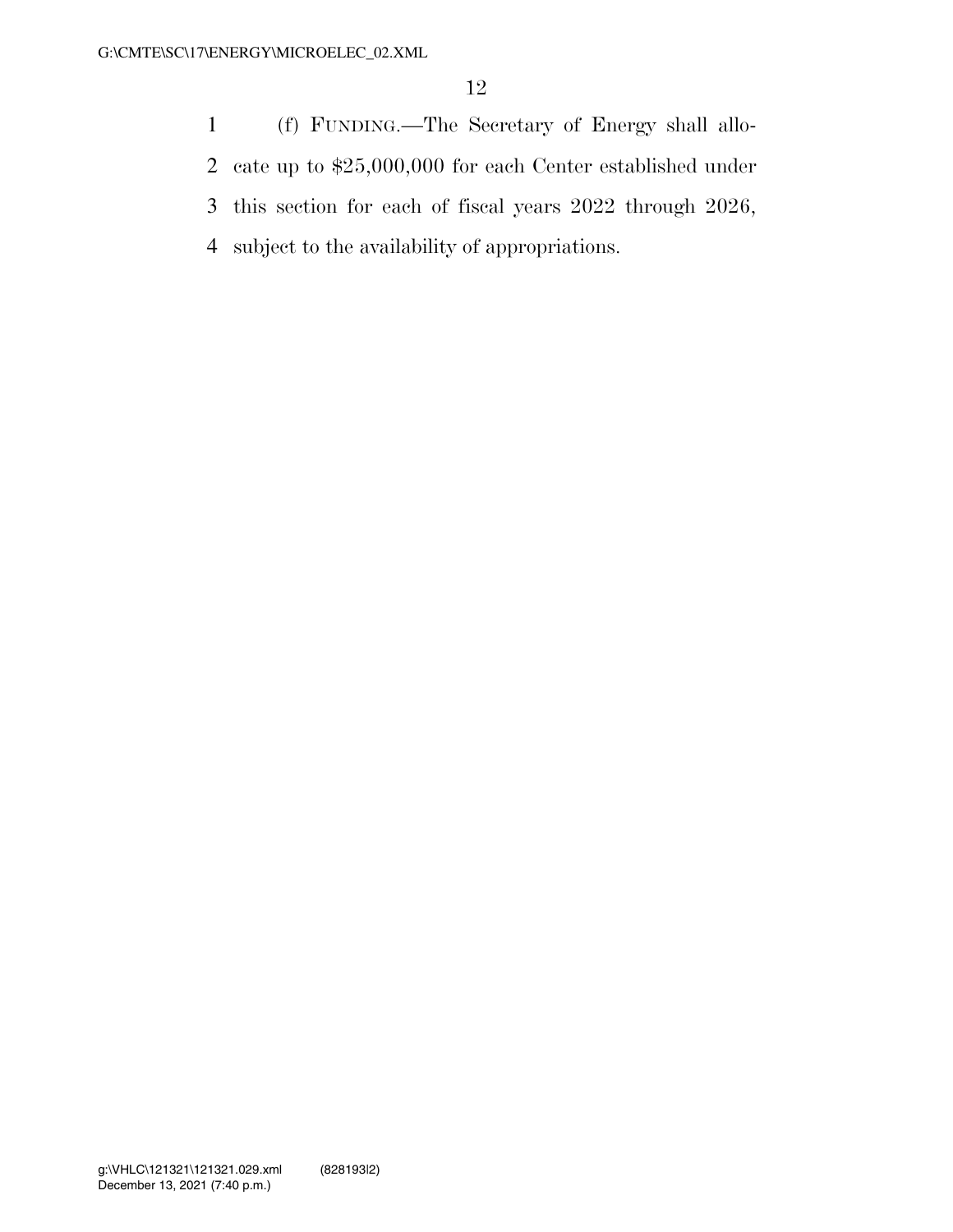(f) FUNDING.—The Secretary of Energy shall allocate up to $25,000,000 for each Center established under this section for each of fiscal years 2022 through 2026, subject to the availability of appropriations.